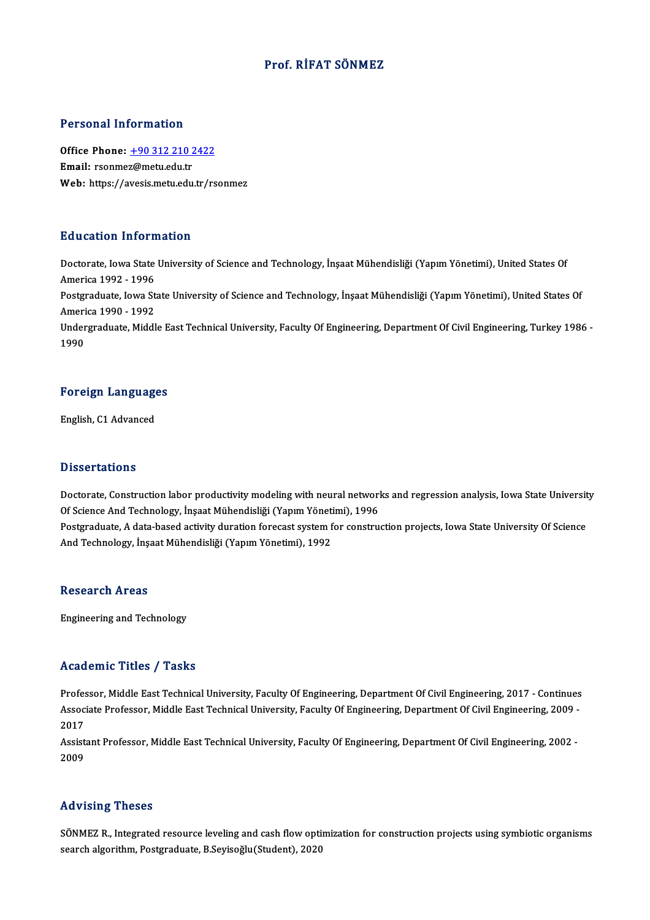# Prof. RİFAT SÖNMEZ

## Personal Information

**Office Phone:** +90 312 210 2422
**Email:** rsonmez@metu.edu.tr
**Web:** https://avesis.metu.edu.tr/rsonmez

## Education Information

Doctorate, Iowa State University of Science and Technology, İnşaat Mühendisliği (Yapım Yönetimi), United States Of America 1992 - 1996
Postgraduate, Iowa State University of Science and Technology, İnşaat Mühendisliği (Yapım Yönetimi), United States Of America 1990 - 1992
Undergraduate, Middle East Technical University, Faculty Of Engineering, Department Of Civil Engineering, Turkey 1986 - 1990

## Foreign Languages

English, C1 Advanced

## Dissertations

Doctorate, Construction labor productivity modeling with neural networks and regression analysis, Iowa State University Of Science And Technology, İnşaat Mühendisliği (Yapım Yönetimi), 1996
Postgraduate, A data-based activity duration forecast system for construction projects, Iowa State University Of Science And Technology, İnşaat Mühendisliği (Yapım Yönetimi), 1992

## Research Areas

Engineering and Technology

## Academic Titles / Tasks

Professor, Middle East Technical University, Faculty Of Engineering, Department Of Civil Engineering, 2017 - Continues
Associate Professor, Middle East Technical University, Faculty Of Engineering, Department Of Civil Engineering, 2009 - 2017
Assistant Professor, Middle East Technical University, Faculty Of Engineering, Department Of Civil Engineering, 2002 - 2009

## Advising Theses

SÖNMEZ R., Integrated resource leveling and cash flow optimization for construction projects using symbiotic organisms search algorithm, Postgraduate, B.Seyisoğlu(Student), 2020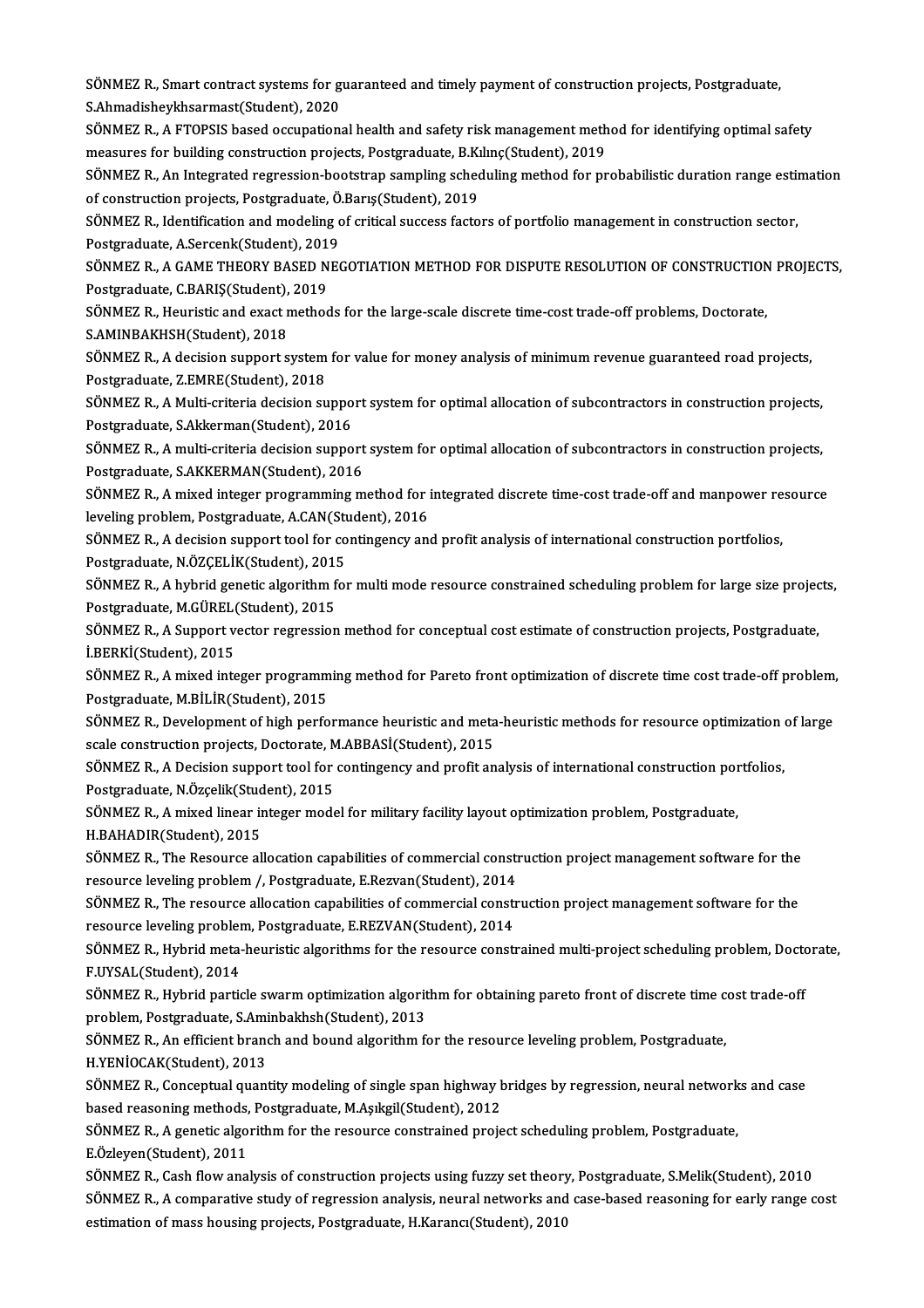SÖNMEZ R., Smart contract systems for guaranteed and timely payment of construction projects, Postgraduate, S.Ahmadisheykhsarmast(Student), 2020

SÖNMEZ R., A FTOPSIS based occupational health and safety risk management method for identifying optimal safety measures for building construction projects, Postgraduate, B.Kılınç(Student), 2019

SÖNMEZ R., An Integrated regression-bootstrap sampling scheduling method for probabilistic duration range estimation of construction projects, Postgraduate, Ö.Barış(Student), 2019

SÖNMEZ R., Identification and modeling of critical success factors of portfolio management in construction sector, Postgraduate, A.Sercenk(Student), 2019

SÖNMEZ R., A GAME THEORY BASED NEGOTIATION METHOD FOR DISPUTE RESOLUTION OF CONSTRUCTION PROJECTS, Postgraduate, C.BARIŞ(Student), 2019

SÖNMEZ R., Heuristic and exact methods for the large-scale discrete time-cost trade-off problems, Doctorate, S.AMINBAKHSH(Student), 2018

SÖNMEZ R., A decision support system for value for money analysis of minimum revenue guaranteed road projects, Postgraduate, Z.EMRE(Student), 2018

SÖNMEZ R., A Multi-criteria decision support system for optimal allocation of subcontractors in construction projects, Postgraduate, S.Akkerman(Student), 2016

SÖNMEZ R., A multi-criteria decision support system for optimal allocation of subcontractors in construction projects, Postgraduate, S.AKKERMAN(Student), 2016

SÖNMEZ R., A mixed integer programming method for integrated discrete time-cost trade-off and manpower resource leveling problem, Postgraduate, A.CAN(Student), 2016

SÖNMEZ R., A decision support tool for contingency and profit analysis of international construction portfolios, Postgraduate, N.ÖZÇELİK(Student), 2015

SÖNMEZ R., A hybrid genetic algorithm for multi mode resource constrained scheduling problem for large size projects, Postgraduate, M.GÜREL(Student), 2015

SÖNMEZ R., A Support vector regression method for conceptual cost estimate of construction projects, Postgraduate, İ.BERKİ(Student), 2015

SÖNMEZ R., A mixed integer programming method for Pareto front optimization of discrete time cost trade-off problem, Postgraduate, M.BİLİR(Student), 2015

SÖNMEZ R., Development of high performance heuristic and meta-heuristic methods for resource optimization of large scale construction projects, Doctorate, M.ABBASİ(Student), 2015

SÖNMEZ R., A Decision support tool for contingency and profit analysis of international construction portfolios, Postgraduate, N.Özçelik(Student), 2015

SÖNMEZ R., A mixed linear integer model for military facility layout optimization problem, Postgraduate, H.BAHADIR(Student), 2015

SÖNMEZ R., The Resource allocation capabilities of commercial construction project management software for the resource leveling problem /, Postgraduate, E.Rezvan(Student), 2014

SÖNMEZ R., The resource allocation capabilities of commercial construction project management software for the resource leveling problem, Postgraduate, E.REZVAN(Student), 2014

SÖNMEZ R., Hybrid meta-heuristic algorithms for the resource constrained multi-project scheduling problem, Doctorate, F.UYSAL(Student), 2014

SÖNMEZ R., Hybrid particle swarm optimization algorithm for obtaining pareto front of discrete time cost trade-off problem, Postgraduate, S.Aminbakhsh(Student), 2013

SÖNMEZ R., An efficient branch and bound algorithm for the resource leveling problem, Postgraduate, H.YENİOCAK(Student), 2013

SÖNMEZ R., Conceptual quantity modeling of single span highway bridges by regression, neural networks and case based reasoning methods, Postgraduate, M.Aşıkgil(Student), 2012

SÖNMEZ R., A genetic algorithm for the resource constrained project scheduling problem, Postgraduate, E.Özleyen(Student), 2011

SÖNMEZ R., Cash flow analysis of construction projects using fuzzy set theory, Postgraduate, S.Melik(Student), 2010

SÖNMEZ R., A comparative study of regression analysis, neural networks and case-based reasoning for early range cost estimation of mass housing projects, Postgraduate, H.Karancı(Student), 2010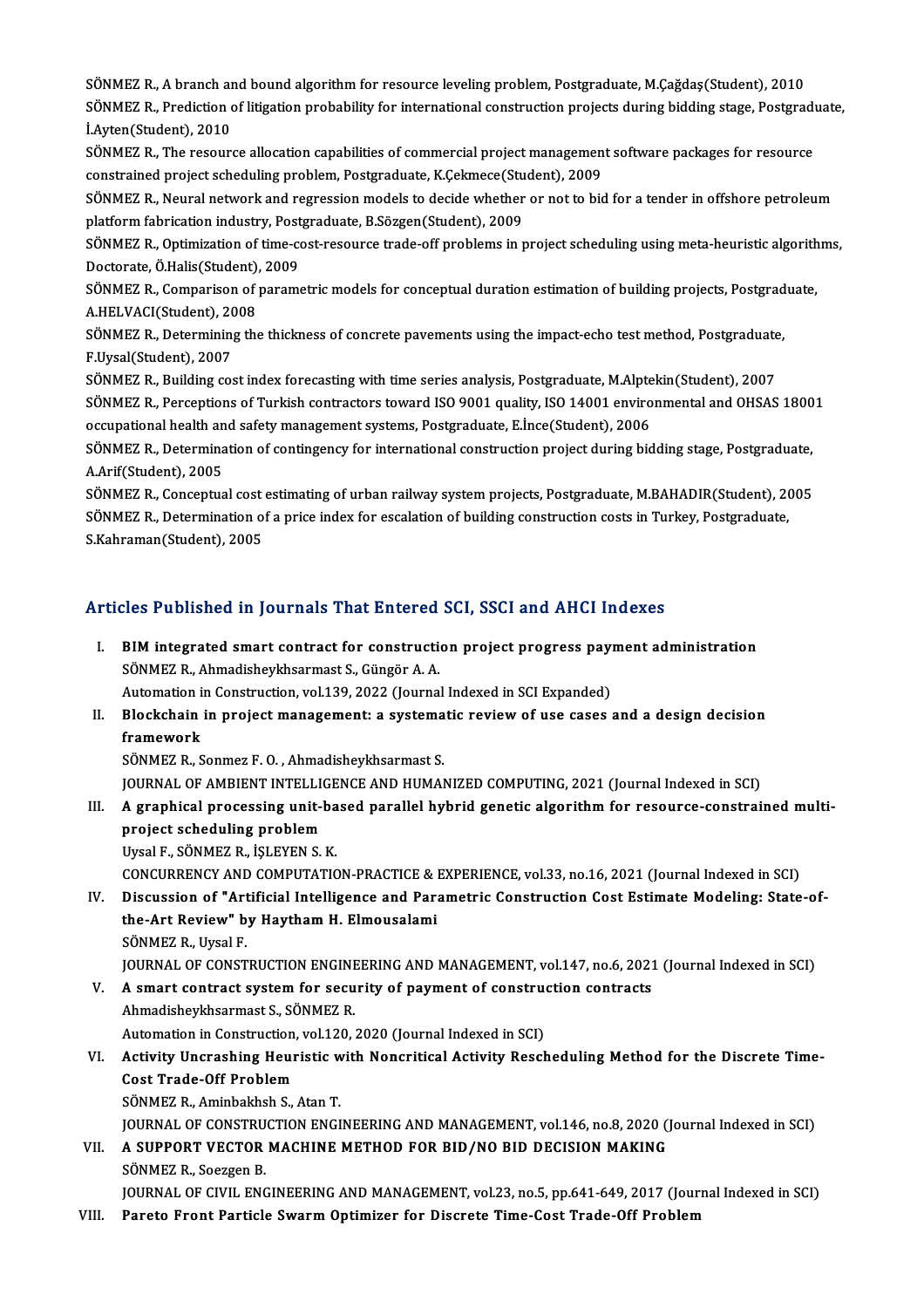SÖNMEZ R., A branch and bound algorithm for resource leveling problem, Postgraduate, M.Çağdaş(Student), 2010

SÖNMEZ R., Prediction of litigation probability for international construction projects during bidding stage, Postgraduate, İ.Ayten(Student), 2010

SÖNMEZ R., The resource allocation capabilities of commercial project management software packages for resource constrained project scheduling problem, Postgraduate, K.Çekmece(Student), 2009

SÖNMEZ R., Neural network and regression models to decide whether or not to bid for a tender in offshore petroleum platform fabrication industry, Postgraduate, B.Sözgen(Student), 2009

SÖNMEZ R., Optimization of time-cost-resource trade-off problems in project scheduling using meta-heuristic algorithms, Doctorate, Ö.Halis(Student), 2009

SÖNMEZ R., Comparison of parametric models for conceptual duration estimation of building projects, Postgraduate, A.HELVACI(Student), 2008

SÖNMEZ R., Determining the thickness of concrete pavements using the impact-echo test method, Postgraduate, F.Uysal(Student), 2007

SÖNMEZ R., Building cost index forecasting with time series analysis, Postgraduate, M.Alptekin(Student), 2007

SÖNMEZ R., Perceptions of Turkish contractors toward ISO 9001 quality, ISO 14001 environmental and OHSAS 18001 occupational health and safety management systems, Postgraduate, E.İnce(Student), 2006

SÖNMEZ R., Determination of contingency for international construction project during bidding stage, Postgraduate, A.Arif(Student), 2005

SÖNMEZ R., Conceptual cost estimating of urban railway system projects, Postgraduate, M.BAHADIR(Student), 2005

SÖNMEZ R., Determination of a price index for escalation of building construction costs in Turkey, Postgraduate, S.Kahraman(Student), 2005

## Articles Published in Journals That Entered SCI, SSCI and AHCI Indexes

I. **BIM integrated smart contract for construction project progress payment administration**
SÖNMEZ R., Ahmadisheykhsarmast S., Güngör A. A.
Automation in Construction, vol.139, 2022 (Journal Indexed in SCI Expanded)

II. **Blockchain in project management: a systematic review of use cases and a design decision framework**
SÖNMEZ R., Sonmez F. O. , Ahmadisheykhsarmast S.
JOURNAL OF AMBIENT INTELLIGENCE AND HUMANIZED COMPUTING, 2021 (Journal Indexed in SCI)

III. **A graphical processing unit-based parallel hybrid genetic algorithm for resource-constrained multi-project scheduling problem**
Uysal F., SÖNMEZ R., İŞLEYEN S. K.
CONCURRENCY AND COMPUTATION-PRACTICE & EXPERIENCE, vol.33, no.16, 2021 (Journal Indexed in SCI)

IV. **Discussion of "Artificial Intelligence and Parametric Construction Cost Estimate Modeling: State-of-the-Art Review" by Haytham H. Elmousalami**
SÖNMEZ R., Uysal F.
JOURNAL OF CONSTRUCTION ENGINEERING AND MANAGEMENT, vol.147, no.6, 2021 (Journal Indexed in SCI)

V. **A smart contract system for security of payment of construction contracts**
Ahmadisheykhsarmast S., SÖNMEZ R.
Automation in Construction, vol.120, 2020 (Journal Indexed in SCI)

VI. **Activity Uncrashing Heuristic with Noncritical Activity Rescheduling Method for the Discrete Time-Cost Trade-Off Problem**
SÖNMEZ R., Aminbakhsh S., Atan T.
JOURNAL OF CONSTRUCTION ENGINEERING AND MANAGEMENT, vol.146, no.8, 2020 (Journal Indexed in SCI)

VII. **A SUPPORT VECTOR MACHINE METHOD FOR BID/NO BID DECISION MAKING**
SÖNMEZ R., Soezgen B.
JOURNAL OF CIVIL ENGINEERING AND MANAGEMENT, vol.23, no.5, pp.641-649, 2017 (Journal Indexed in SCI)

VIII. **Pareto Front Particle Swarm Optimizer for Discrete Time-Cost Trade-Off Problem**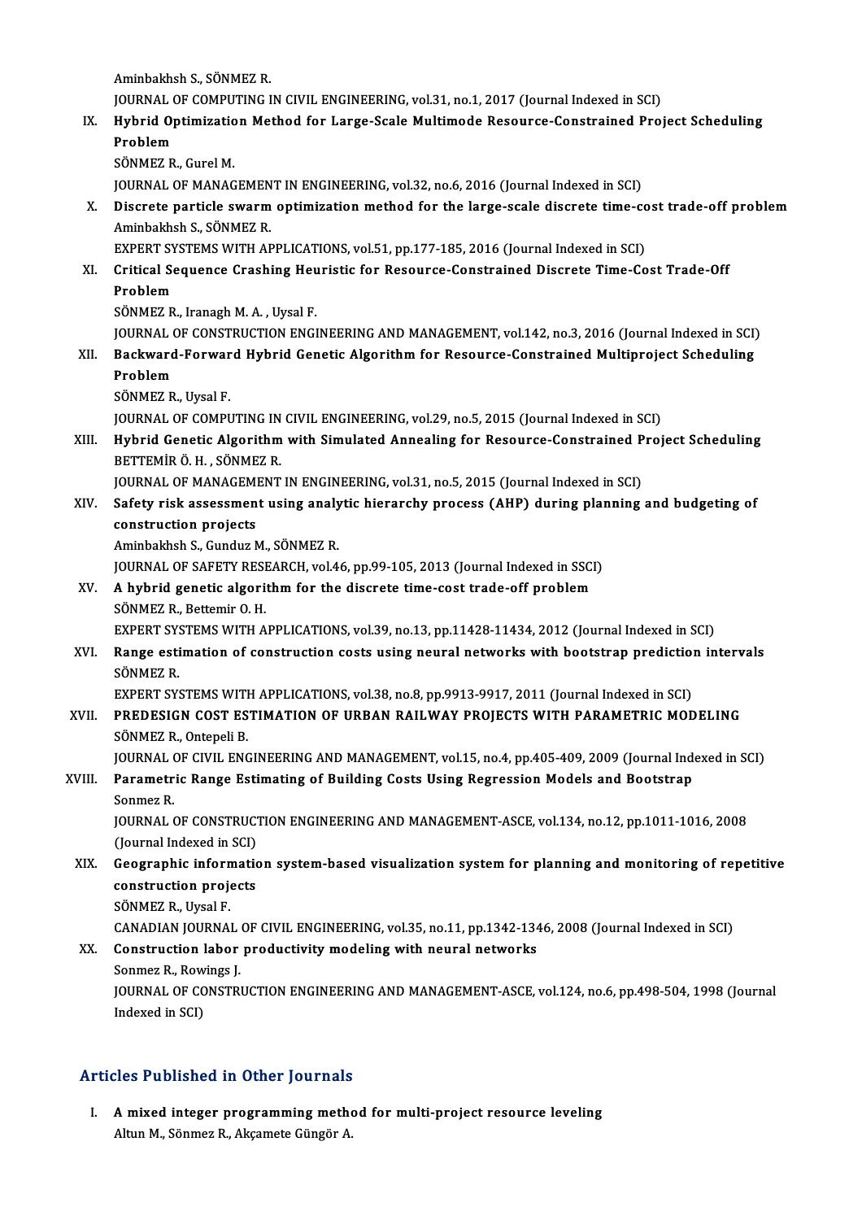Aminbakhsh S., SÖNMEZ R.
JOURNAL OF COMPUTING IN CIVIL ENGINEERING, vol.31, no.1, 2017 (Journal Indexed in SCI)

IX. **Hybrid Optimization Method for Large-Scale Multimode Resource-Constrained Project Scheduling Problem**
SÖNMEZ R., Gurel M.
JOURNAL OF MANAGEMENT IN ENGINEERING, vol.32, no.6, 2016 (Journal Indexed in SCI)

X. **Discrete particle swarm optimization method for the large-scale discrete time-cost trade-off problem**
Aminbakhsh S., SÖNMEZ R.
EXPERT SYSTEMS WITH APPLICATIONS, vol.51, pp.177-185, 2016 (Journal Indexed in SCI)

XI. **Critical Sequence Crashing Heuristic for Resource-Constrained Discrete Time-Cost Trade-Off Problem**
SÖNMEZ R., Iranagh M. A. , Uysal F.
JOURNAL OF CONSTRUCTION ENGINEERING AND MANAGEMENT, vol.142, no.3, 2016 (Journal Indexed in SCI)

XII. **Backward-Forward Hybrid Genetic Algorithm for Resource-Constrained Multiproject Scheduling Problem**
SÖNMEZ R., Uysal F.
JOURNAL OF COMPUTING IN CIVIL ENGINEERING, vol.29, no.5, 2015 (Journal Indexed in SCI)

XIII. **Hybrid Genetic Algorithm with Simulated Annealing for Resource-Constrained Project Scheduling**
BETTEMİR Ö. H. , SÖNMEZ R.
JOURNAL OF MANAGEMENT IN ENGINEERING, vol.31, no.5, 2015 (Journal Indexed in SCI)

XIV. **Safety risk assessment using analytic hierarchy process (AHP) during planning and budgeting of construction projects**
Aminbakhsh S., Gunduz M., SÖNMEZ R.
JOURNAL OF SAFETY RESEARCH, vol.46, pp.99-105, 2013 (Journal Indexed in SSCI)

XV. **A hybrid genetic algorithm for the discrete time-cost trade-off problem**
SÖNMEZ R., Bettemir O. H.
EXPERT SYSTEMS WITH APPLICATIONS, vol.39, no.13, pp.11428-11434, 2012 (Journal Indexed in SCI)

XVI. **Range estimation of construction costs using neural networks with bootstrap prediction intervals**
SÖNMEZ R.
EXPERT SYSTEMS WITH APPLICATIONS, vol.38, no.8, pp.9913-9917, 2011 (Journal Indexed in SCI)

XVII. **PREDESIGN COST ESTIMATION OF URBAN RAILWAY PROJECTS WITH PARAMETRIC MODELING**
SÖNMEZ R., Ontepeli B.
JOURNAL OF CIVIL ENGINEERING AND MANAGEMENT, vol.15, no.4, pp.405-409, 2009 (Journal Indexed in SCI)

XVIII. **Parametric Range Estimating of Building Costs Using Regression Models and Bootstrap**
Sonmez R.
JOURNAL OF CONSTRUCTION ENGINEERING AND MANAGEMENT-ASCE, vol.134, no.12, pp.1011-1016, 2008 (Journal Indexed in SCI)

XIX. **Geographic information system-based visualization system for planning and monitoring of repetitive construction projects**
SÖNMEZ R., Uysal F.
CANADIAN JOURNAL OF CIVIL ENGINEERING, vol.35, no.11, pp.1342-1346, 2008 (Journal Indexed in SCI)

XX. **Construction labor productivity modeling with neural networks**
Sonmez R., Rowings J.
JOURNAL OF CONSTRUCTION ENGINEERING AND MANAGEMENT-ASCE, vol.124, no.6, pp.498-504, 1998 (Journal Indexed in SCI)

## Articles Published in Other Journals

I. **A mixed integer programming method for multi-project resource leveling**
Altun M., Sönmez R., Akçamete Güngör A.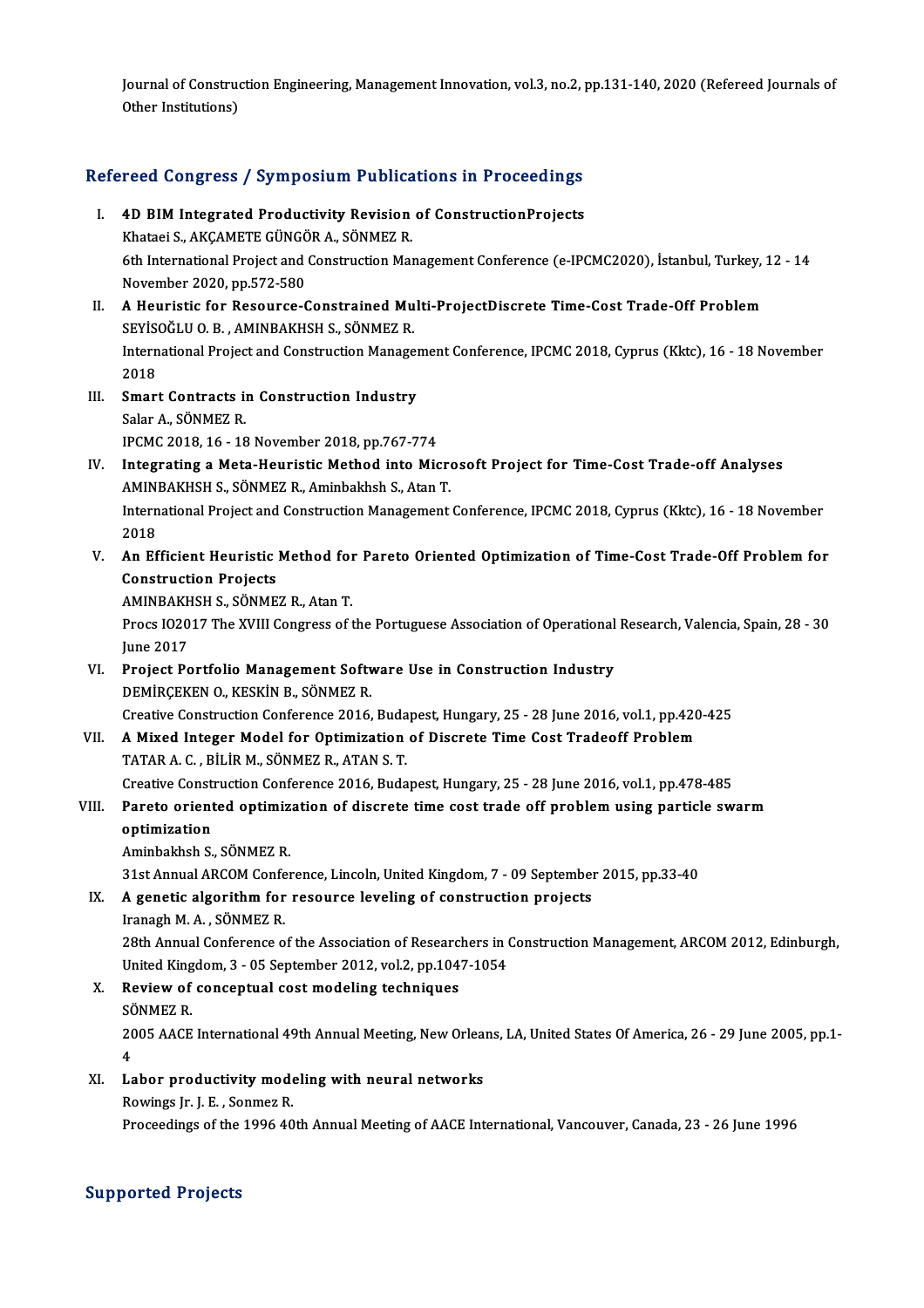Journal of Construction Engineering, Management Innovation, vol.3, no.2, pp.131-140, 2020 (Refereed Journals of Other Institutions)

## Refereed Congress / Symposium Publications in Proceedings

I. **4D BIM Integrated Productivity Revision of ConstructionProjects**
Khataei S., AKÇAMETE GÜNGÖR A., SÖNMEZ R.
6th International Project and Construction Management Conference (e-IPCMC2020), İstanbul, Turkey, 12 - 14 November 2020, pp.572-580

II. **A Heuristic for Resource-Constrained Multi-ProjectDiscrete Time-Cost Trade-Off Problem**
SEYİSOĞLU O. B. , AMINBAKHSH S., SÖNMEZ R.
International Project and Construction Management Conference, IPCMC 2018, Cyprus (Kktc), 16 - 18 November 2018

III. **Smart Contracts in Construction Industry**
Salar A., SÖNMEZ R.
IPCMC 2018, 16 - 18 November 2018, pp.767-774

IV. **Integrating a Meta-Heuristic Method into Microsoft Project for Time-Cost Trade-off Analyses**
AMINBAKHSH S., SÖNMEZ R., Aminbakhsh S., Atan T.
International Project and Construction Management Conference, IPCMC 2018, Cyprus (Kktc), 16 - 18 November 2018

V. **An Efficient Heuristic Method for Pareto Oriented Optimization of Time-Cost Trade-Off Problem for Construction Projects**
AMINBAKHSH S., SÖNMEZ R., Atan T.
Procs IO2017 The XVIII Congress of the Portuguese Association of Operational Research, Valencia, Spain, 28 - 30 June 2017

VI. **Project Portfolio Management Software Use in Construction Industry**
DEMİRÇEKEN O., KESKİN B., SÖNMEZ R.
Creative Construction Conference 2016, Budapest, Hungary, 25 - 28 June 2016, vol.1, pp.420-425

VII. **A Mixed Integer Model for Optimization of Discrete Time Cost Tradeoff Problem**
TATAR A. C. , BİLİR M., SÖNMEZ R., ATAN S. T.
Creative Construction Conference 2016, Budapest, Hungary, 25 - 28 June 2016, vol.1, pp.478-485

VIII. **Pareto oriented optimization of discrete time cost trade off problem using particle swarm optimization**
Aminbakhsh S., SÖNMEZ R.
31st Annual ARCOM Conference, Lincoln, United Kingdom, 7 - 09 September 2015, pp.33-40

IX. **A genetic algorithm for resource leveling of construction projects**
Iranagh M. A. , SÖNMEZ R.
28th Annual Conference of the Association of Researchers in Construction Management, ARCOM 2012, Edinburgh, United Kingdom, 3 - 05 September 2012, vol.2, pp.1047-1054

X. **Review of conceptual cost modeling techniques**
SÖNMEZ R.
2005 AACE International 49th Annual Meeting, New Orleans, LA, United States Of America, 26 - 29 June 2005, pp.1-4

XI. **Labor productivity modeling with neural networks**
Rowings Jr. J. E. , Sonmez R.
Proceedings of the 1996 40th Annual Meeting of AACE International, Vancouver, Canada, 23 - 26 June 1996

## Supported Projects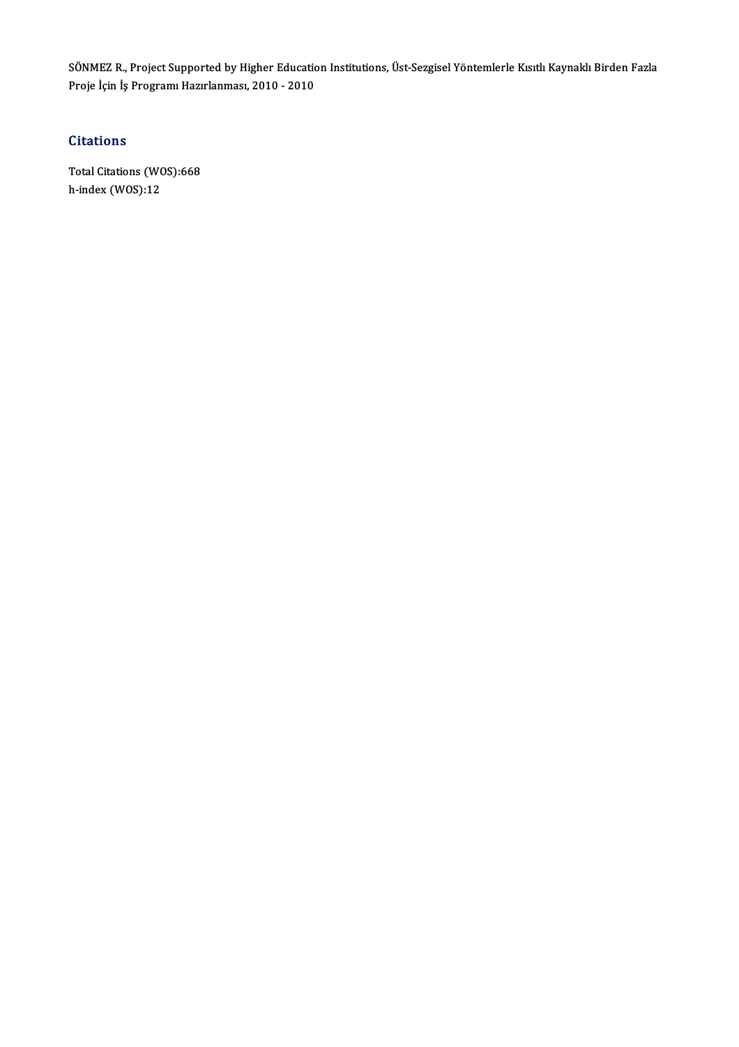SÖNMEZ R., Project Supported by Higher Education Institutions, Üst-Sezgisel Yöntemlerle Kısıtlı Kaynaklı Birden Fazla Proje İçin İş Programı Hazırlanması, 2010 - 2010

## Citations

Total Citations (WOS):668
h-index (WOS):12